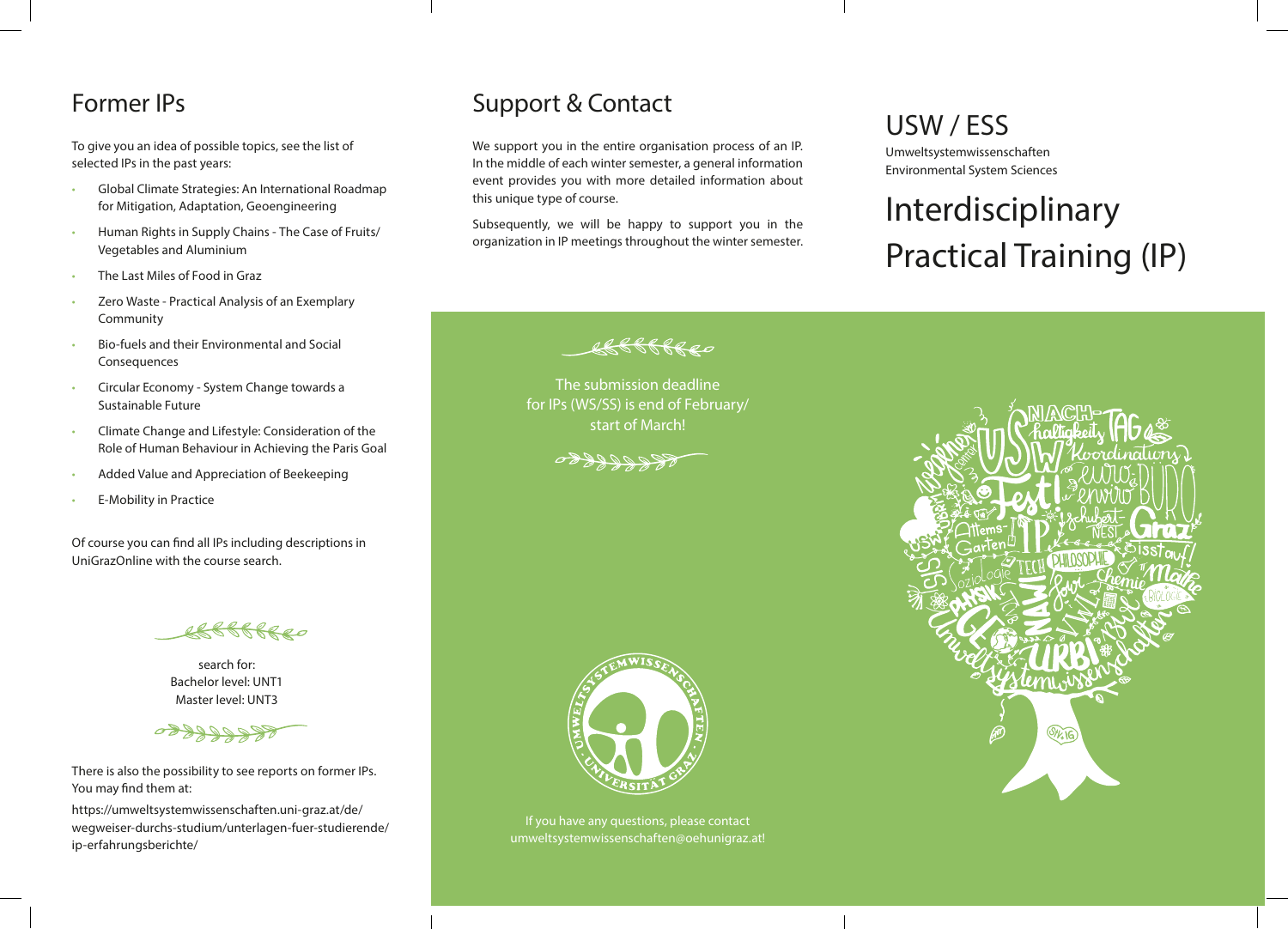## Former IPs

To give you an idea of possible topics, see the list of selected IPs in the past years:

- Global Climate Strategies: An International Roadmap for Mitigation, Adaptation, Geoengineering
- Human Rights in Supply Chains - The Case of Fruits/ Vegetables and Aluminium
- The Last Miles of Food in Graz
- Zero Waste - Practical Analysis of an Exemplary Community
- Bio-fuels and their Environmental and Social Consequences
- Circular Economy - System Change towards a Sustainable Future
- Climate Change and Lifestyle: Consideration of the Role of Human Behaviour in Achieving the Paris Goal
- Added Value and Appreciation of Beekeeping
- E-Mobility in Practice

Of course you can find all IPs including descriptions in UniGrazOnline with the course search.

search for:
Bachelor level: UNT1
Master level: UNT3

There is also the possibility to see reports on former IPs. You may find them at:

https://umweltsystemwissenschaften.uni-graz.at/de/wegweiser-durchs-studium/unterlagen-fuer-studierende/ip-erfahrungsberichte/

## Support & Contact

We support you in the entire organisation process of an IP. In the middle of each winter semester, a general information event provides you with more detailed information about this unique type of course.

Subsequently, we will be happy to support you in the organization in IP meetings throughout the winter semester.

The submission deadline for IPs (WS/SS) is end of February/ start of March!

If you have any questions, please contact umweltsystemwissenschaften@oehunigraz.at!

# USW / ESS

Umweltsystemwissenschaften
Environmental System Sciences

# Interdisciplinary Practical Training (IP)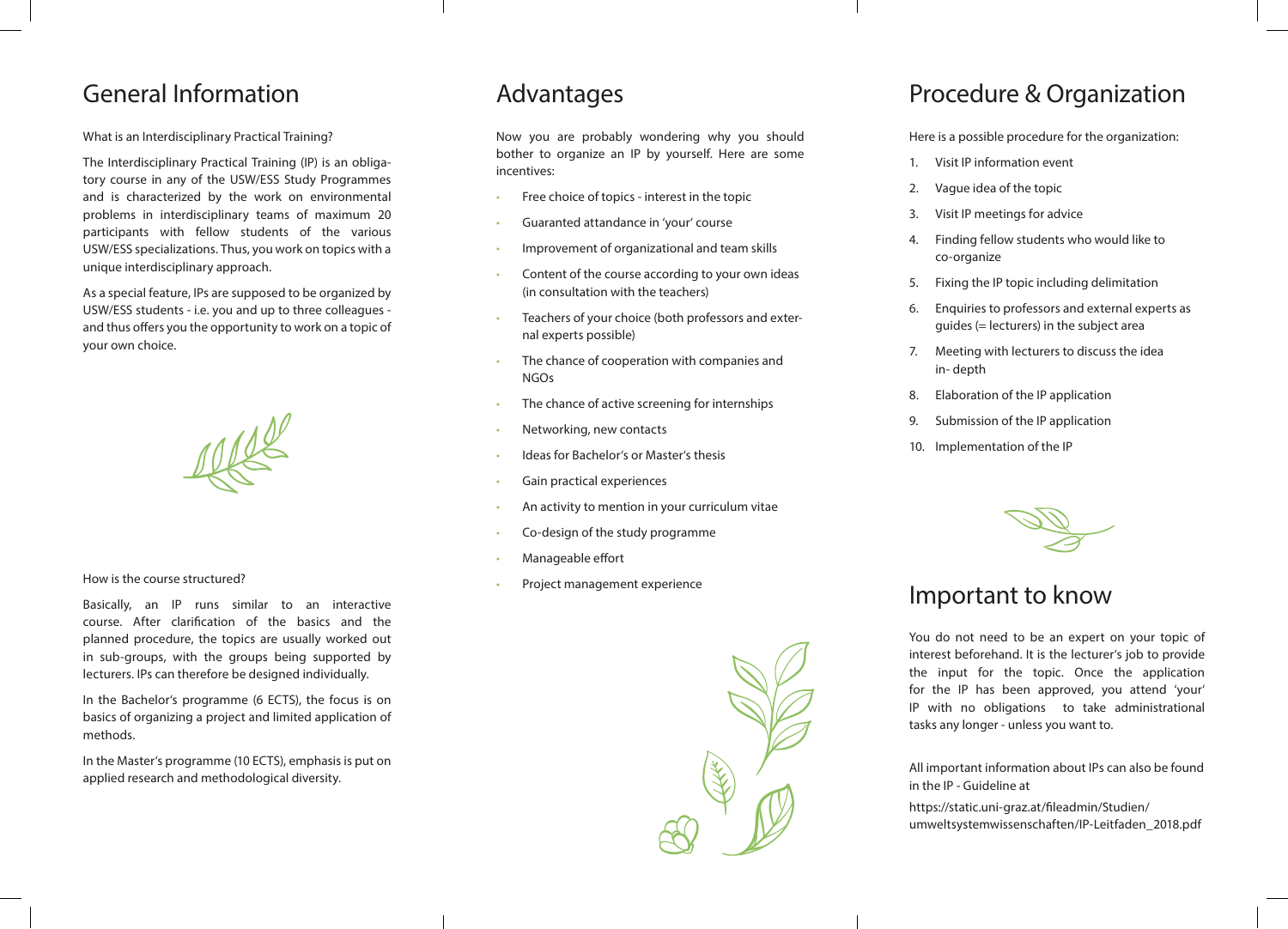## General Information

What is an Interdisciplinary Practical Training?

The Interdisciplinary Practical Training (IP) is an obligatory course in any of the USW/ESS Study Programmes and is characterized by the work on environmental problems in interdisciplinary teams of maximum 20 participants with fellow students of the various USW/ESS specializations. Thus, you work on topics with a unique interdisciplinary approach.

As a special feature, IPs are supposed to be organized by USW/ESS students - i.e. you and up to three colleagues - and thus offers you the opportunity to work on a topic of your own choice.

How is the course structured?

Basically, an IP runs similar to an interactive course. After clarification of the basics and the planned procedure, the topics are usually worked out in sub-groups, with the groups being supported by lecturers. IPs can therefore be designed individually.

In the Bachelor's programme (6 ECTS), the focus is on basics of organizing a project and limited application of methods.

In the Master's programme (10 ECTS), emphasis is put on applied research and methodological diversity.

## Advantages

Now you are probably wondering why you should bother to organize an IP by yourself. Here are some incentives:

- Free choice of topics - interest in the topic
- Guaranted attandance in 'your' course
- Improvement of organizational and team skills
- Content of the course according to your own ideas (in consultation with the teachers)
- Teachers of your choice (both professors and external experts possible)
- The chance of cooperation with companies and NGOs
- The chance of active screening for internships
- Networking, new contacts
- Ideas for Bachelor's or Master's thesis
- Gain practical experiences
- An activity to mention in your curriculum vitae
- Co-design of the study programme
- Manageable effort
- Project management experience

## Procedure & Organization

Here is a possible procedure for the organization:

1. Visit IP information event
2. Vague idea of the topic
3. Visit IP meetings for advice
4. Finding fellow students who would like to co-organize
5. Fixing the IP topic including delimitation
6. Enquiries to professors and external experts as guides (= lecturers) in the subject area
7. Meeting with lecturers to discuss the idea in- depth
8. Elaboration of the IP application
9. Submission of the IP application
10. Implementation of the IP

## Important to know

You do not need to be an expert on your topic of interest beforehand. It is the lecturer's job to provide the input for the topic. Once the application for the IP has been approved, you attend 'your' IP with no obligations to take administrational tasks any longer - unless you want to.

All important information about IPs can also be found in the IP - Guideline at

https://static.uni-graz.at/fileadmin/Studien/umweltsystemwissenschaften/IP-Leitfaden_2018.pdf